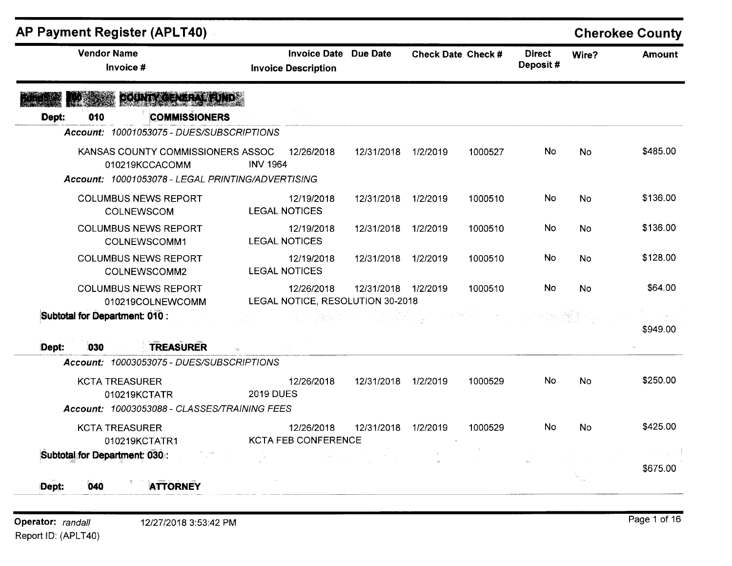# AP Payment Register (APLT40)

**Cherokee County**

| Vendor Name / Invoice # | Invoice Date / Invoice Description | Due Date | Check Date | Check # | Direct Deposit # | Wire? | Amount |
|---|---|---|---|---|---|---|---|
| **Fund: 100 COUNTY GENERAL FUND** | | | | | | | |
| **Dept: 010 COMMISSIONERS** | | | | | | | |
| *Account: 10001053075 - DUES/SUBSCRIPTIONS* | | | | | | | |
| KANSAS COUNTY COMMISSIONERS ASSOC<br>010219KCCACOMM | 12/26/2018<br>INV 1964 | 12/31/2018 | 1/2/2019 | 1000527 | No | No | $485.00 |
| *Account: 10001053078 - LEGAL PRINTING/ADVERTISING* | | | | | | | |
| COLUMBUS NEWS REPORT<br>COLNEWSCOM | 12/19/2018<br>LEGAL NOTICES | 12/31/2018 | 1/2/2019 | 1000510 | No | No | $136.00 |
| COLUMBUS NEWS REPORT<br>COLNEWSCOMM1 | 12/19/2018<br>LEGAL NOTICES | 12/31/2018 | 1/2/2019 | 1000510 | No | No | $136.00 |
| COLUMBUS NEWS REPORT<br>COLNEWSCOMM2 | 12/19/2018<br>LEGAL NOTICES | 12/31/2018 | 1/2/2019 | 1000510 | No | No | $128.00 |
| COLUMBUS NEWS REPORT<br>010219COLNEWCOMM | 12/26/2018<br>LEGAL NOTICE, RESOLUTION 30-2018 | 12/31/2018 | 1/2/2019 | 1000510 | No | No | $64.00 |
| **Subtotal for Department: 010 :** | | | | | | | $949.00 |
| **Dept: 030 TREASURER** | | | | | | | |
| *Account: 10003053075 - DUES/SUBSCRIPTIONS* | | | | | | | |
| KCTA TREASURER<br>010219KCTATR | 12/26/2018<br>2019 DUES | 12/31/2018 | 1/2/2019 | 1000529 | No | No | $250.00 |
| *Account: 10003053088 - CLASSES/TRAINING FEES* | | | | | | | |
| KCTA TREASURER<br>010219KCTATR1 | 12/26/2018<br>KCTA FEB CONFERENCE | 12/31/2018 | 1/2/2019 | 1000529 | No | No | $425.00 |
| **Subtotal for Department: 030 :** | | | | | | | $675.00 |
| **Dept: 040 ATTORNEY** | | | | | | | |

Operator: *randall* 12/27/2018 3:53:42 PM

Report ID: (APLT40)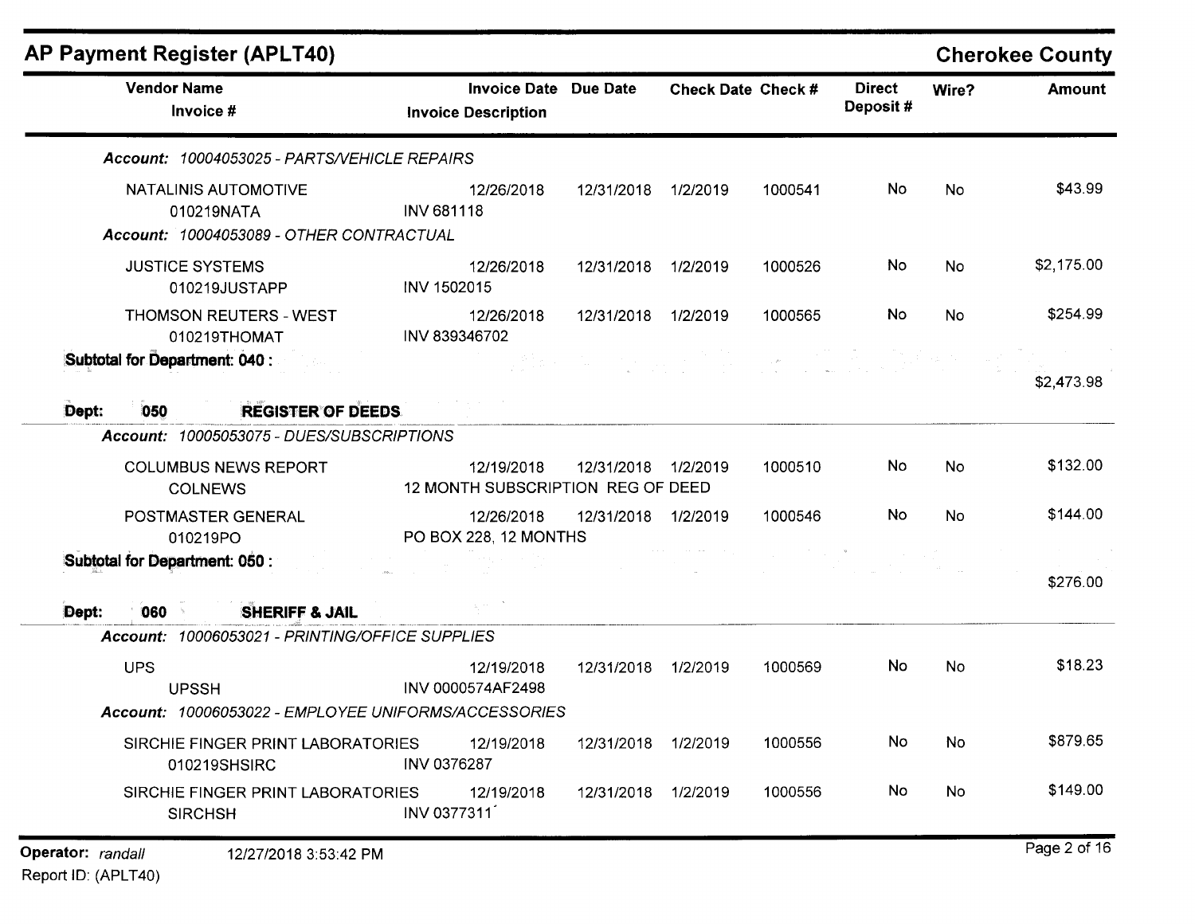# AP Payment Register (APLT40)

## Cherokee County

| Vendor Name / Invoice # | Invoice Date / Invoice Description | Due Date | Check Date | Check # | Direct Deposit # | Wire? | Amount |
|---|---|---|---|---|---|---|---|
| *Account: 10004053025 - PARTS/VEHICLE REPAIRS* | | | | | | | |
| NATALINIS AUTOMOTIVE<br>010219NATA | 12/26/2018<br>INV 681118 | 12/31/2018 | 1/2/2019 | 1000541 | No | No | $43.99 |
| *Account: 10004053089 - OTHER CONTRACTUAL* | | | | | | | |
| JUSTICE SYSTEMS<br>010219JUSTAPP | 12/26/2018<br>INV 1502015 | 12/31/2018 | 1/2/2019 | 1000526 | No | No | $2,175.00 |
| THOMSON REUTERS - WEST<br>010219THOMAT | 12/26/2018<br>INV 839346702 | 12/31/2018 | 1/2/2019 | 1000565 | No | No | $254.99 |
| **Subtotal for Department: 040 :** | | | | | | | $2,473.98 |
| **Dept: 050 REGISTER OF DEEDS** | | | | | | | |
| *Account: 10005053075 - DUES/SUBSCRIPTIONS* | | | | | | | |
| COLUMBUS NEWS REPORT<br>COLNEWS | 12/19/2018<br>12 MONTH SUBSCRIPTION REG OF DEED | 12/31/2018 | 1/2/2019 | 1000510 | No | No | $132.00 |
| POSTMASTER GENERAL<br>010219PO | 12/26/2018<br>PO BOX 228, 12 MONTHS | 12/31/2018 | 1/2/2019 | 1000546 | No | No | $144.00 |
| **Subtotal for Department: 050 :** | | | | | | | $276.00 |
| **Dept: 060 SHERIFF & JAIL** | | | | | | | |
| *Account: 10006053021 - PRINTING/OFFICE SUPPLIES* | | | | | | | |
| UPS<br>UPSSH | 12/19/2018<br>INV 0000574AF2498 | 12/31/2018 | 1/2/2019 | 1000569 | No | No | $18.23 |
| *Account: 10006053022 - EMPLOYEE UNIFORMS/ACCESSORIES* | | | | | | | |
| SIRCHIE FINGER PRINT LABORATORIES<br>010219SHSIRC | 12/19/2018<br>INV 0376287 | 12/31/2018 | 1/2/2019 | 1000556 | No | No | $879.65 |
| SIRCHIE FINGER PRINT LABORATORIES<br>SIRCHSH | 12/19/2018<br>INV 0377311 | 12/31/2018 | 1/2/2019 | 1000556 | No | No | $149.00 |

Operator: randall 12/27/2018 3:53:42 PM
Report ID: (APLT40)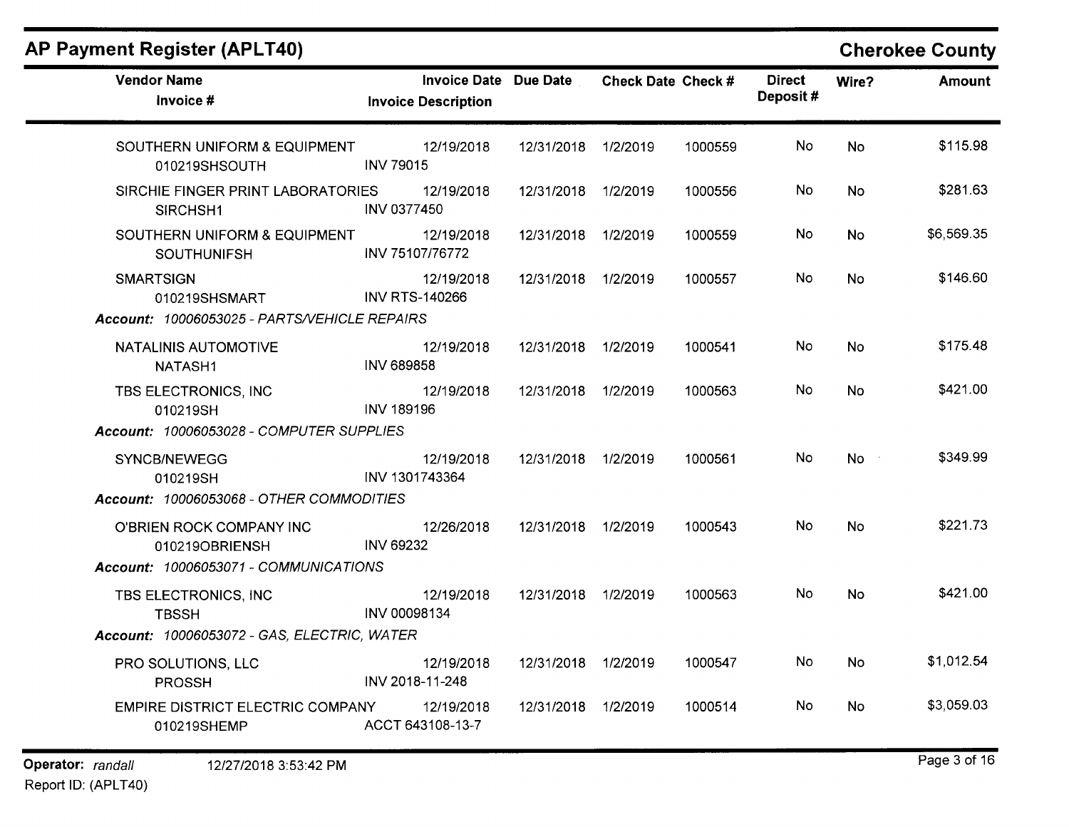## AP Payment Register (APLT40)

**Cherokee County**

| Vendor Name / Invoice # | Invoice Date / Invoice Description | Due Date | Check Date | Check # | Direct Deposit # | Wire? | Amount |
|---|---|---|---|---|---|---|---|
| SOUTHERN UNIFORM & EQUIPMENT<br>010219SHSOUTH | 12/19/2018<br>INV 79015 | 12/31/2018 | 1/2/2019 | 1000559 | No | No | $115.98 |
| SIRCHIE FINGER PRINT LABORATORIES<br>SIRCHSH1 | 12/19/2018<br>INV 0377450 | 12/31/2018 | 1/2/2019 | 1000556 | No | No | $281.63 |
| SOUTHERN UNIFORM & EQUIPMENT<br>SOUTHUNIFSH | 12/19/2018<br>INV 75107/76772 | 12/31/2018 | 1/2/2019 | 1000559 | No | No | $6,569.35 |
| SMARTSIGN<br>010219SHSMART | 12/19/2018<br>INV RTS-140266 | 12/31/2018 | 1/2/2019 | 1000557 | No | No | $146.60 |
| ***Account:** 10006053025 - PARTS/VEHICLE REPAIRS* | | | | | | | |
| NATALINIS AUTOMOTIVE<br>NATASH1 | 12/19/2018<br>INV 689858 | 12/31/2018 | 1/2/2019 | 1000541 | No | No | $175.48 |
| TBS ELECTRONICS, INC<br>010219SH | 12/19/2018<br>INV 189196 | 12/31/2018 | 1/2/2019 | 1000563 | No | No | $421.00 |
| ***Account:** 10006053028 - COMPUTER SUPPLIES* | | | | | | | |
| SYNCB/NEWEGG<br>010219SH | 12/19/2018<br>INV 1301743364 | 12/31/2018 | 1/2/2019 | 1000561 | No | No | $349.99 |
| ***Account:** 10006053068 - OTHER COMMODITIES* | | | | | | | |
| O'BRIEN ROCK COMPANY INC<br>010219OBRIENSH | 12/26/2018<br>INV 69232 | 12/31/2018 | 1/2/2019 | 1000543 | No | No | $221.73 |
| ***Account:** 10006053071 - COMMUNICATIONS* | | | | | | | |
| TBS ELECTRONICS, INC<br>TBSSH | 12/19/2018<br>INV 00098134 | 12/31/2018 | 1/2/2019 | 1000563 | No | No | $421.00 |
| ***Account:** 10006053072 - GAS, ELECTRIC, WATER* | | | | | | | |
| PRO SOLUTIONS, LLC<br>PROSSH | 12/19/2018<br>INV 2018-11-248 | 12/31/2018 | 1/2/2019 | 1000547 | No | No | $1,012.54 |
| EMPIRE DISTRICT ELECTRIC COMPANY<br>010219SHEMP | 12/19/2018<br>ACCT 643108-13-7 | 12/31/2018 | 1/2/2019 | 1000514 | No | No | $3,059.03 |

**Operator:** *randall* 12/27/2018 3:53:42 PM

Report ID: (APLT40)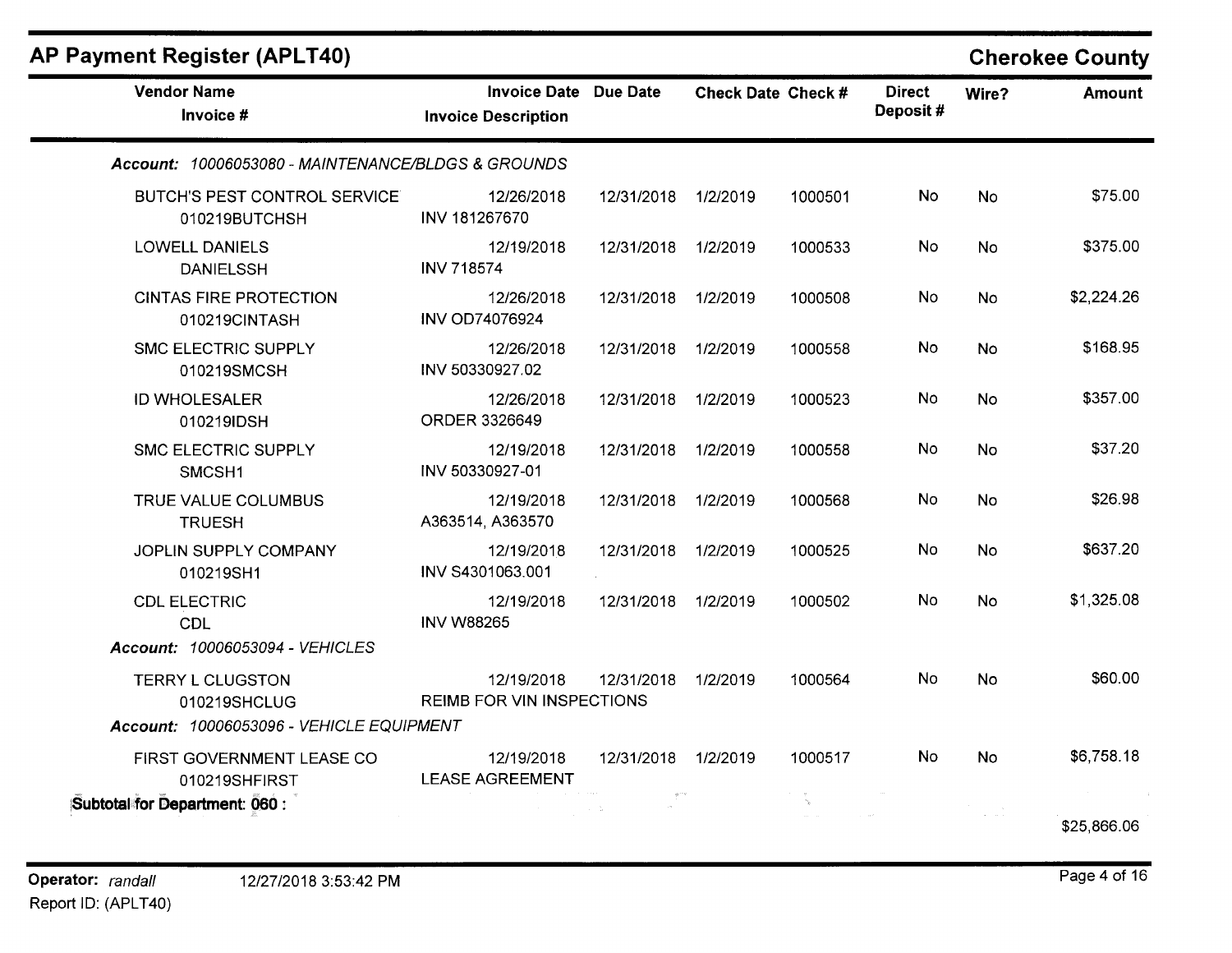## AP Payment Register (APLT40)

**Cherokee County**

| Vendor Name / Invoice # | Invoice Date / Invoice Description | Due Date | Check Date | Check # | Direct Deposit # | Wire? | Amount |
|---|---|---|---|---|---|---|---|
| ***Account: 10006053080 - MAINTENANCE/BLDGS & GROUNDS*** | | | | | | | |
| BUTCH'S PEST CONTROL SERVICE<br>010219BUTCHSH | 12/26/2018<br>INV 181267670 | 12/31/2018 | 1/2/2019 | 1000501 | No | No | $75.00 |
| LOWELL DANIELS<br>DANIELSSH | 12/19/2018<br>INV 718574 | 12/31/2018 | 1/2/2019 | 1000533 | No | No | $375.00 |
| CINTAS FIRE PROTECTION<br>010219CINTASH | 12/26/2018<br>INV OD74076924 | 12/31/2018 | 1/2/2019 | 1000508 | No | No | $2,224.26 |
| SMC ELECTRIC SUPPLY<br>010219SMCSH | 12/26/2018<br>INV 50330927.02 | 12/31/2018 | 1/2/2019 | 1000558 | No | No | $168.95 |
| ID WHOLESALER<br>010219IDSH | 12/26/2018<br>ORDER 3326649 | 12/31/2018 | 1/2/2019 | 1000523 | No | No | $357.00 |
| SMC ELECTRIC SUPPLY<br>SMCSH1 | 12/19/2018<br>INV 50330927-01 | 12/31/2018 | 1/2/2019 | 1000558 | No | No | $37.20 |
| TRUE VALUE COLUMBUS<br>TRUESH | 12/19/2018<br>A363514, A363570 | 12/31/2018 | 1/2/2019 | 1000568 | No | No | $26.98 |
| JOPLIN SUPPLY COMPANY<br>010219SH1 | 12/19/2018<br>INV S4301063.001 | 12/31/2018 | 1/2/2019 | 1000525 | No | No | $637.20 |
| CDL ELECTRIC<br>CDL | 12/19/2018<br>INV W88265 | 12/31/2018 | 1/2/2019 | 1000502 | No | No | $1,325.08 |
| ***Account: 10006053094 - VEHICLES*** | | | | | | | |
| TERRY L CLUGSTON<br>010219SHCLUG | 12/19/2018<br>REIMB FOR VIN INSPECTIONS | 12/31/2018 | 1/2/2019 | 1000564 | No | No | $60.00 |
| ***Account: 10006053096 - VEHICLE EQUIPMENT*** | | | | | | | |
| FIRST GOVERNMENT LEASE CO<br>010219SHFIRST | 12/19/2018<br>LEASE AGREEMENT | 12/31/2018 | 1/2/2019 | 1000517 | No | No | $6,758.18 |
| **Subtotal for Department: 060 :** | | | | | | | $25,866.06 |

**Operator:** *randall* 12/27/2018 3:53:42 PM
Report ID: (APLT40)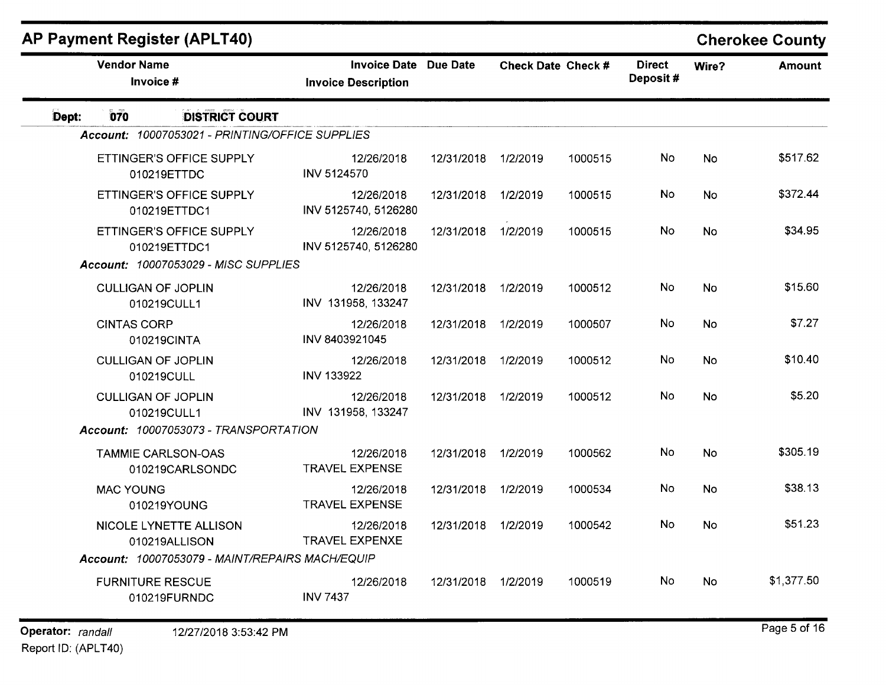# AP Payment Register (APLT40)

**Cherokee County**

| Vendor Name / Invoice # | Invoice Date / Invoice Description | Due Date | Check Date | Check # | Direct Deposit # | Wire? | Amount |
|---|---|---|---|---|---|---|---|
| **Dept: 070 DISTRICT COURT** | | | | | | | |
| *Account: 10007053021 - PRINTING/OFFICE SUPPLIES* | | | | | | | |
| ETTINGER'S OFFICE SUPPLY<br>010219ETTDC | 12/26/2018<br>INV 5124570 | 12/31/2018 | 1/2/2019 | 1000515 | No | No | $517.62 |
| ETTINGER'S OFFICE SUPPLY<br>010219ETTDC1 | 12/26/2018<br>INV 5125740, 5126280 | 12/31/2018 | 1/2/2019 | 1000515 | No | No | $372.44 |
| ETTINGER'S OFFICE SUPPLY<br>010219ETTDC1 | 12/26/2018<br>INV 5125740, 5126280 | 12/31/2018 | 1/2/2019 | 1000515 | No | No | $34.95 |
| *Account: 10007053029 - MISC SUPPLIES* | | | | | | | |
| CULLIGAN OF JOPLIN<br>010219CULL1 | 12/26/2018<br>INV 131958, 133247 | 12/31/2018 | 1/2/2019 | 1000512 | No | No | $15.60 |
| CINTAS CORP<br>010219CINTA | 12/26/2018<br>INV 8403921045 | 12/31/2018 | 1/2/2019 | 1000507 | No | No | $7.27 |
| CULLIGAN OF JOPLIN<br>010219CULL | 12/26/2018<br>INV 133922 | 12/31/2018 | 1/2/2019 | 1000512 | No | No | $10.40 |
| CULLIGAN OF JOPLIN<br>010219CULL1 | 12/26/2018<br>INV 131958, 133247 | 12/31/2018 | 1/2/2019 | 1000512 | No | No | $5.20 |
| *Account: 10007053073 - TRANSPORTATION* | | | | | | | |
| TAMMIE CARLSON-OAS<br>010219CARLSONDC | 12/26/2018<br>TRAVEL EXPENSE | 12/31/2018 | 1/2/2019 | 1000562 | No | No | $305.19 |
| MAC YOUNG<br>010219YOUNG | 12/26/2018<br>TRAVEL EXPENSE | 12/31/2018 | 1/2/2019 | 1000534 | No | No | $38.13 |
| NICOLE LYNETTE ALLISON<br>010219ALLISON | 12/26/2018<br>TRAVEL EXPENXE | 12/31/2018 | 1/2/2019 | 1000542 | No | No | $51.23 |
| *Account: 10007053079 - MAINT/REPAIRS MACH/EQUIP* | | | | | | | |
| FURNITURE RESCUE<br>010219FURNDC | 12/26/2018<br>INV 7437 | 12/31/2018 | 1/2/2019 | 1000519 | No | No | $1,377.50 |

**Operator:** *randall* 12/27/2018 3:53:42 PM

Report ID: (APLT40)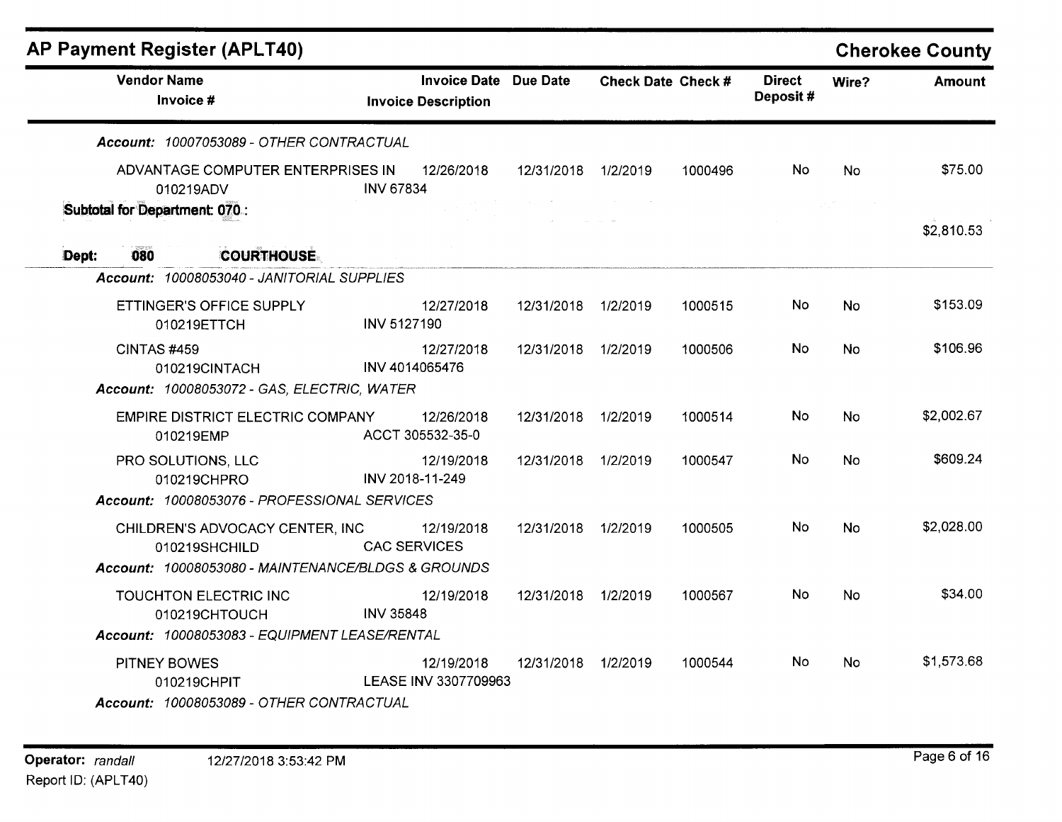## AP Payment Register (APLT40)

**Cherokee County**

| Vendor Name / Invoice # | Invoice Date / Invoice Description | Due Date | Check Date | Check # | Direct Deposit # | Wire? | Amount |
|---|---|---|---|---|---|---|---|
| ***Account:** 10007053089 - OTHER CONTRACTUAL* | | | | | | | |
| ADVANTAGE COMPUTER ENTERPRISES IN / 010219ADV | 12/26/2018 / INV 67834 | 12/31/2018 | 1/2/2019 | 1000496 | No | No | $75.00 |
| **Subtotal for Department: 070 :** | | | | | | | $2,810.53 |
| **Dept: 080 COURTHOUSE** | | | | | | | |
| ***Account:** 10008053040 - JANITORIAL SUPPLIES* | | | | | | | |
| ETTINGER'S OFFICE SUPPLY / 010219ETTCH | 12/27/2018 / INV 5127190 | 12/31/2018 | 1/2/2019 | 1000515 | No | No | $153.09 |
| CINTAS #459 / 010219CINTACH | 12/27/2018 / INV 4014065476 | 12/31/2018 | 1/2/2019 | 1000506 | No | No | $106.96 |
| ***Account:** 10008053072 - GAS, ELECTRIC, WATER* | | | | | | | |
| EMPIRE DISTRICT ELECTRIC COMPANY / 010219EMP | 12/26/2018 / ACCT 305532-35-0 | 12/31/2018 | 1/2/2019 | 1000514 | No | No | $2,002.67 |
| PRO SOLUTIONS, LLC / 010219CHPRO | 12/19/2018 / INV 2018-11-249 | 12/31/2018 | 1/2/2019 | 1000547 | No | No | $609.24 |
| ***Account:** 10008053076 - PROFESSIONAL SERVICES* | | | | | | | |
| CHILDREN'S ADVOCACY CENTER, INC / 010219SHCHILD | 12/19/2018 / CAC SERVICES | 12/31/2018 | 1/2/2019 | 1000505 | No | No | $2,028.00 |
| ***Account:** 10008053080 - MAINTENANCE/BLDGS & GROUNDS* | | | | | | | |
| TOUCHTON ELECTRIC INC / 010219CHTOUCH | 12/19/2018 / INV 35848 | 12/31/2018 | 1/2/2019 | 1000567 | No | No | $34.00 |
| ***Account:** 10008053083 - EQUIPMENT LEASE/RENTAL* | | | | | | | |
| PITNEY BOWES / 010219CHPIT | 12/19/2018 / LEASE INV 3307709963 | 12/31/2018 | 1/2/2019 | 1000544 | No | No | $1,573.68 |
| ***Account:** 10008053089 - OTHER CONTRACTUAL* | | | | | | | |

**Operator:** *randall* 12/27/2018 3:53:42 PM
Report ID: (APLT40)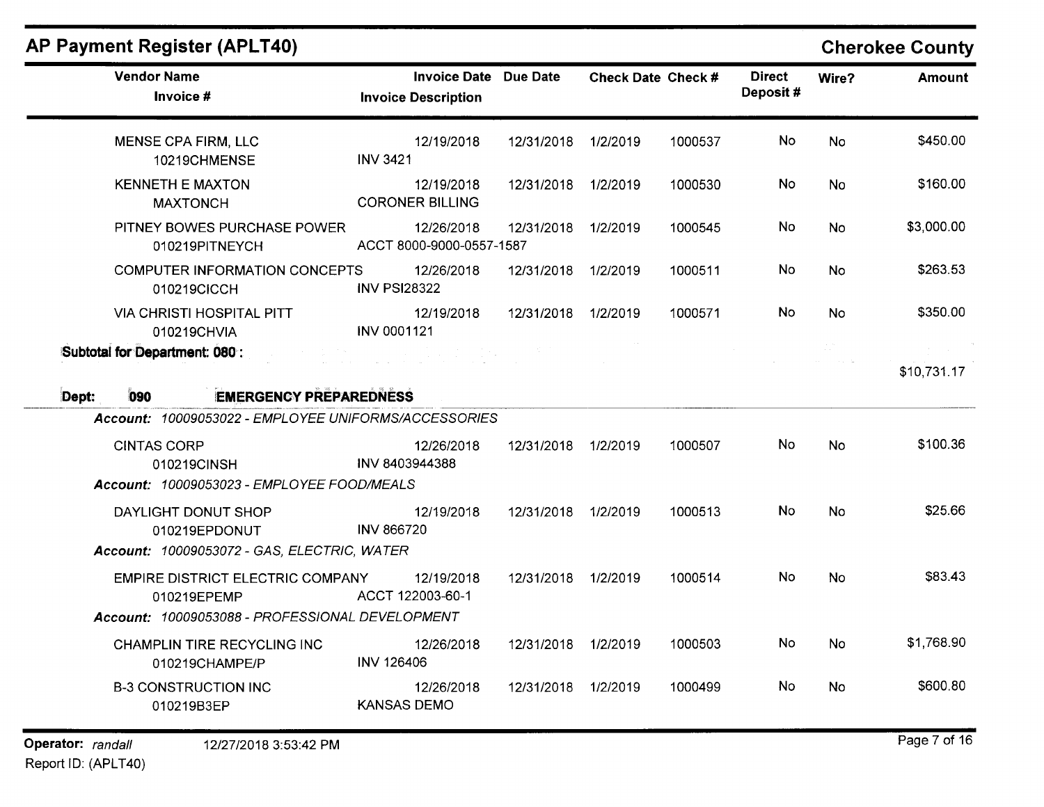## AP Payment Register (APLT40)

**Cherokee County**

| Vendor Name / Invoice # | Invoice Date / Invoice Description | Due Date | Check Date | Check # | Direct Deposit # | Wire? | Amount |
|---|---|---|---|---|---|---|---|
| MENSE CPA FIRM, LLC<br>10219CHMENSE | 12/19/2018<br>INV 3421 | 12/31/2018 | 1/2/2019 | 1000537 | No | No | $450.00 |
| KENNETH E MAXTON<br>MAXTONCH | 12/19/2018<br>CORONER BILLING | 12/31/2018 | 1/2/2019 | 1000530 | No | No | $160.00 |
| PITNEY BOWES PURCHASE POWER<br>010219PITNEYCH | 12/26/2018<br>ACCT 8000-9000-0557-1587 | 12/31/2018 | 1/2/2019 | 1000545 | No | No | $3,000.00 |
| COMPUTER INFORMATION CONCEPTS<br>010219CICCH | 12/26/2018<br>INV PSI28322 | 12/31/2018 | 1/2/2019 | 1000511 | No | No | $263.53 |
| VIA CHRISTI HOSPITAL PITT<br>010219CHVIA | 12/19/2018<br>INV 0001121 | 12/31/2018 | 1/2/2019 | 1000571 | No | No | $350.00 |
| **Subtotal for Department: 080 :** | | | | | | | $10,731.17 |

**Dept: 090 EMERGENCY PREPAREDNESS**

| Vendor Name / Invoice # | Invoice Date / Invoice Description | Due Date | Check Date | Check # | Direct Deposit # | Wire? | Amount |
|---|---|---|---|---|---|---|---|
| ***Account: 10009053022 - EMPLOYEE UNIFORMS/ACCESSORIES*** | | | | | | | |
| CINTAS CORP<br>010219CINSH | 12/26/2018<br>INV 8403944388 | 12/31/2018 | 1/2/2019 | 1000507 | No | No | $100.36 |
| ***Account: 10009053023 - EMPLOYEE FOOD/MEALS*** | | | | | | | |
| DAYLIGHT DONUT SHOP<br>010219EPDONUT | 12/19/2018<br>INV 866720 | 12/31/2018 | 1/2/2019 | 1000513 | No | No | $25.66 |
| ***Account: 10009053072 - GAS, ELECTRIC, WATER*** | | | | | | | |
| EMPIRE DISTRICT ELECTRIC COMPANY<br>010219EPEMP | 12/19/2018<br>ACCT 122003-60-1 | 12/31/2018 | 1/2/2019 | 1000514 | No | No | $83.43 |
| ***Account: 10009053088 - PROFESSIONAL DEVELOPMENT*** | | | | | | | |
| CHAMPLIN TIRE RECYCLING INC<br>010219CHAMPE/P | 12/26/2018<br>INV 126406 | 12/31/2018 | 1/2/2019 | 1000503 | No | No | $1,768.90 |
| B-3 CONSTRUCTION INC<br>010219B3EP | 12/26/2018<br>KANSAS DEMO | 12/31/2018 | 1/2/2019 | 1000499 | No | No | $600.80 |

Operator: *randall* 12/27/2018 3:53:42 PM

Report ID: (APLT40)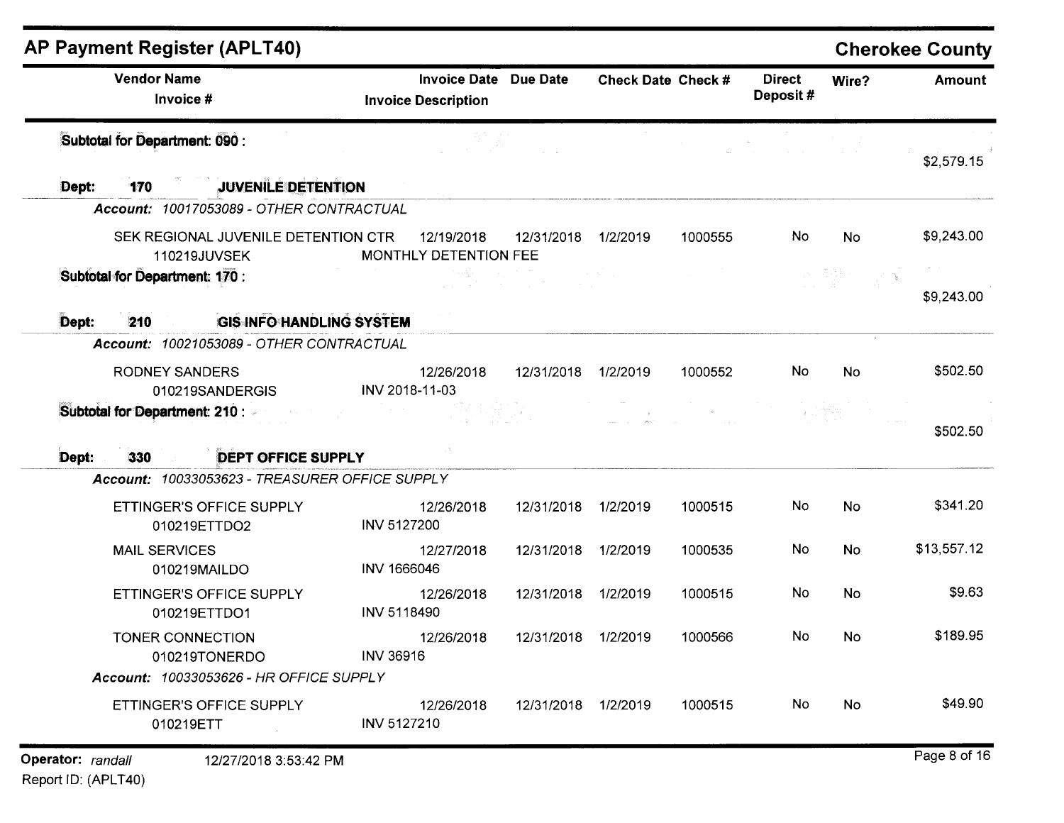## AP Payment Register (APLT40)

**Cherokee County**

| Vendor Name / Invoice # | Invoice Date / Invoice Description | Due Date | Check Date | Check # | Direct Deposit # | Wire? | Amount |
|---|---|---|---|---|---|---|---|
| **Subtotal for Department: 090 :** | | | | | | | $2,579.15 |
| **Dept: 170 JUVENILE DETENTION** | | | | | | | |
| *Account: 10017053089 - OTHER CONTRACTUAL* | | | | | | | |
| SEK REGIONAL JUVENILE DETENTION CTR<br>110219JUVSEK | 12/19/2018<br>MONTHLY DETENTION FEE | 12/31/2018 | 1/2/2019 | 1000555 | No | No | $9,243.00 |
| **Subtotal for Department: 170 :** | | | | | | | $9,243.00 |
| **Dept: 210 GIS INFO HANDLING SYSTEM** | | | | | | | |
| *Account: 10021053089 - OTHER CONTRACTUAL* | | | | | | | |
| RODNEY SANDERS<br>010219SANDERGIS | 12/26/2018<br>INV 2018-11-03 | 12/31/2018 | 1/2/2019 | 1000552 | No | No | $502.50 |
| **Subtotal for Department: 210 :** | | | | | | | $502.50 |
| **Dept: 330 DEPT OFFICE SUPPLY** | | | | | | | |
| *Account: 10033053623 - TREASURER OFFICE SUPPLY* | | | | | | | |
| ETTINGER'S OFFICE SUPPLY<br>010219ETTDO2 | 12/26/2018<br>INV 5127200 | 12/31/2018 | 1/2/2019 | 1000515 | No | No | $341.20 |
| MAIL SERVICES<br>010219MAILDO | 12/27/2018<br>INV 1666046 | 12/31/2018 | 1/2/2019 | 1000535 | No | No | $13,557.12 |
| ETTINGER'S OFFICE SUPPLY<br>010219ETTDO1 | 12/26/2018<br>INV 5118490 | 12/31/2018 | 1/2/2019 | 1000515 | No | No | $9.63 |
| TONER CONNECTION<br>010219TONERDO | 12/26/2018<br>INV 36916 | 12/31/2018 | 1/2/2019 | 1000566 | No | No | $189.95 |
| *Account: 10033053626 - HR OFFICE SUPPLY* | | | | | | | |
| ETTINGER'S OFFICE SUPPLY<br>010219ETT | 12/26/2018<br>INV 5127210 | 12/31/2018 | 1/2/2019 | 1000515 | No | No | $49.90 |

Operator: randall 12/27/2018 3:53:42 PM
Report ID: (APLT40)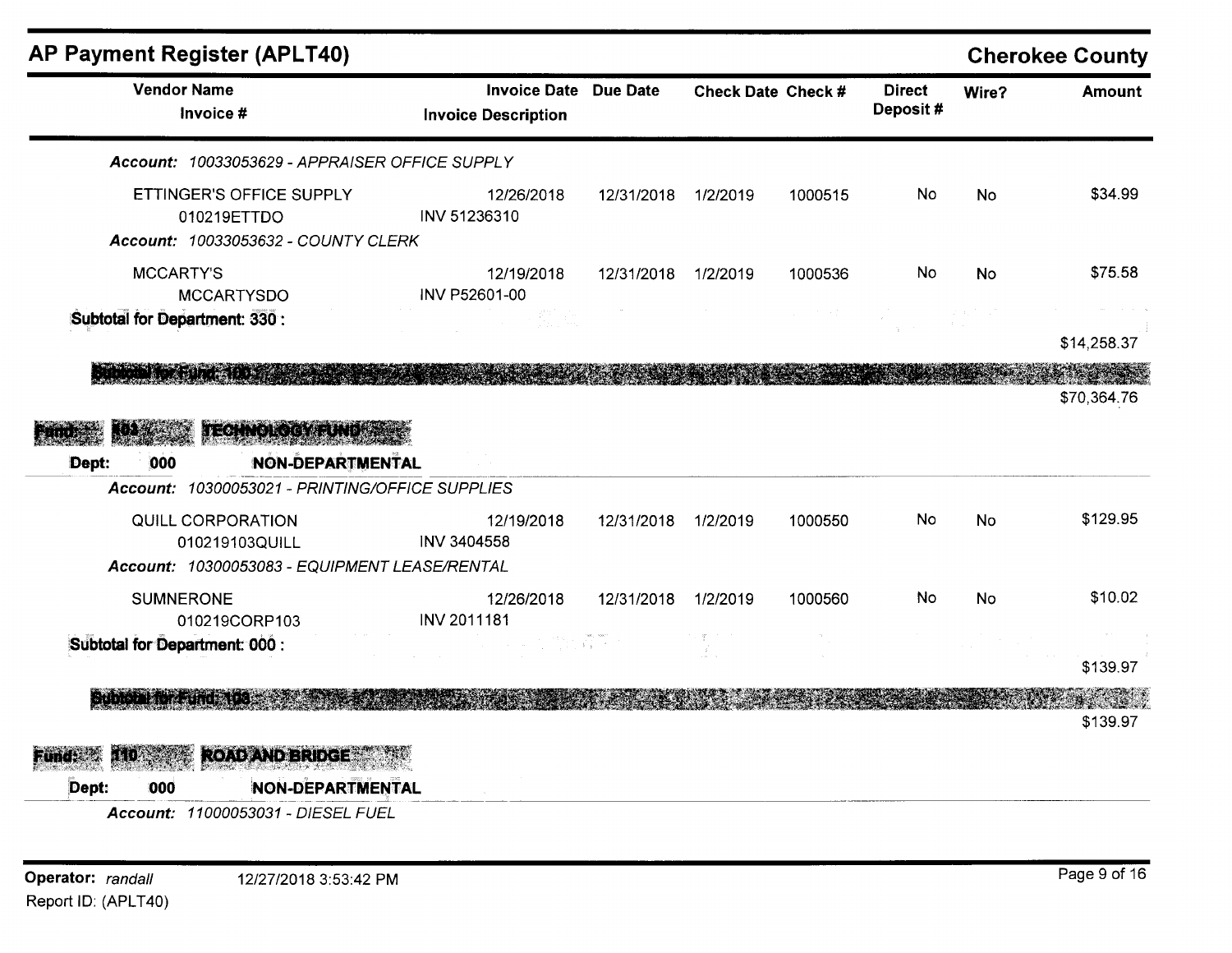# AP Payment Register (APLT40)

**Cherokee County**

| Vendor Name / Invoice # | Invoice Date / Invoice Description | Due Date | Check Date | Check # | Direct Deposit # | Wire? | Amount |
|---|---|---|---|---|---|---|---|
| ***Account:** 10033053629 - APPRAISER OFFICE SUPPLY* | | | | | | | |
| ETTINGER'S OFFICE SUPPLY / 010219ETTDO | 12/26/2018 / INV 51236310 | 12/31/2018 | 1/2/2019 | 1000515 | No | No | $34.99 |
| ***Account:** 10033053632 - COUNTY CLERK* | | | | | | | |
| MCCARTY'S / MCCARTYSDO | 12/19/2018 / INV P52601-00 | 12/31/2018 | 1/2/2019 | 1000536 | No | No | $75.58 |
| **Subtotal for Department: 330 :** | | | | | | | $14,258.37 |
| **Subtotal for Fund: 100 :** | | | | | | | $70,364.76 |
| **Fund: 103 TECHNOLOGY FUND** | | | | | | | |
| **Dept: 000 NON-DEPARTMENTAL** | | | | | | | |
| ***Account:** 10300053021 - PRINTING/OFFICE SUPPLIES* | | | | | | | |
| QUILL CORPORATION / 010219103QUILL | 12/19/2018 / INV 3404558 | 12/31/2018 | 1/2/2019 | 1000550 | No | No | $129.95 |
| ***Account:** 10300053083 - EQUIPMENT LEASE/RENTAL* | | | | | | | |
| SUMNERONE / 010219CORP103 | 12/26/2018 / INV 2011181 | 12/31/2018 | 1/2/2019 | 1000560 | No | No | $10.02 |
| **Subtotal for Department: 000 :** | | | | | | | $139.97 |
| **Subtotal for Fund: 103 :** | | | | | | | $139.97 |
| **Fund: 110 ROAD AND BRIDGE** | | | | | | | |
| **Dept: 000 NON-DEPARTMENTAL** | | | | | | | |
| ***Account:** 11000053031 - DIESEL FUEL* | | | | | | | |

Operator: randall 12/27/2018 3:53:42 PM
Report ID: (APLT40)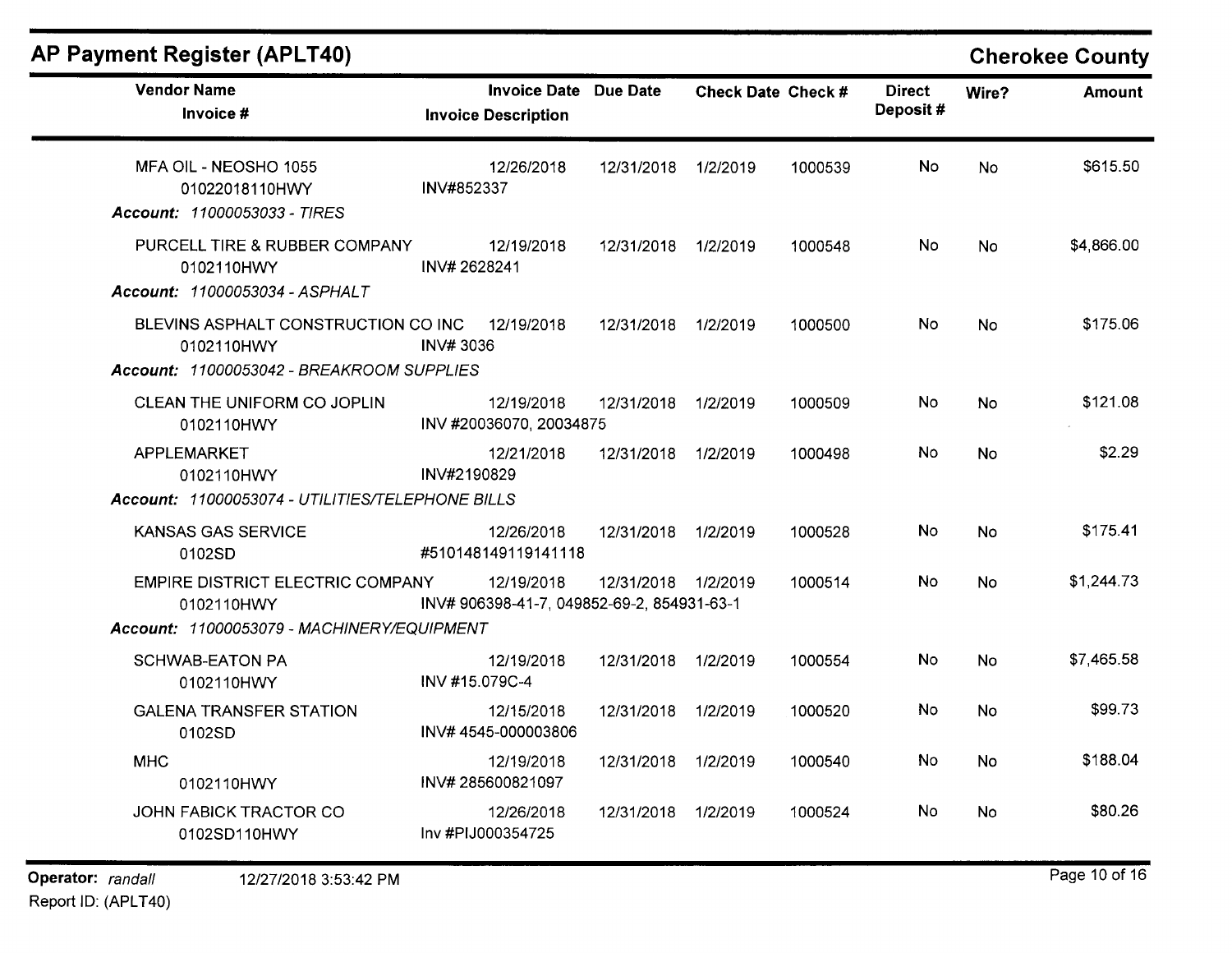## AP Payment Register (APLT40)

**Cherokee County**

| Vendor Name / Invoice # | Invoice Date / Invoice Description | Due Date | Check Date | Check # | Direct Deposit # | Wire? | Amount |
|---|---|---|---|---|---|---|---|
| MFA OIL - NEOSHO 1055 | 12/26/2018 | 12/31/2018 | 1/2/2019 | 1000539 | No | No | $615.50 |
| 01022018110HWY | INV#852337 | | | | | | |
| ***Account: 11000053033 - TIRES*** | | | | | | | |
| PURCELL TIRE & RUBBER COMPANY | 12/19/2018 | 12/31/2018 | 1/2/2019 | 1000548 | No | No | $4,866.00 |
| 0102110HWY | INV# 2628241 | | | | | | |
| ***Account: 11000053034 - ASPHALT*** | | | | | | | |
| BLEVINS ASPHALT CONSTRUCTION CO INC | 12/19/2018 | 12/31/2018 | 1/2/2019 | 1000500 | No | No | $175.06 |
| 0102110HWY | INV# 3036 | | | | | | |
| ***Account: 11000053042 - BREAKROOM SUPPLIES*** | | | | | | | |
| CLEAN THE UNIFORM CO JOPLIN | 12/19/2018 | 12/31/2018 | 1/2/2019 | 1000509 | No | No | $121.08 |
| 0102110HWY | INV #20036070, 20034875 | | | | | | |
| APPLEMARKET | 12/21/2018 | 12/31/2018 | 1/2/2019 | 1000498 | No | No | $2.29 |
| 0102110HWY | INV#2190829 | | | | | | |
| ***Account: 11000053074 - UTILITIES/TELEPHONE BILLS*** | | | | | | | |
| KANSAS GAS SERVICE | 12/26/2018 | 12/31/2018 | 1/2/2019 | 1000528 | No | No | $175.41 |
| 0102SD | #510148149119141118 | | | | | | |
| EMPIRE DISTRICT ELECTRIC COMPANY | 12/19/2018 | 12/31/2018 | 1/2/2019 | 1000514 | No | No | $1,244.73 |
| 0102110HWY | INV# 906398-41-7, 049852-69-2, 854931-63-1 | | | | | | |
| ***Account: 11000053079 - MACHINERY/EQUIPMENT*** | | | | | | | |
| SCHWAB-EATON PA | 12/19/2018 | 12/31/2018 | 1/2/2019 | 1000554 | No | No | $7,465.58 |
| 0102110HWY | INV #15.079C-4 | | | | | | |
| GALENA TRANSFER STATION | 12/15/2018 | 12/31/2018 | 1/2/2019 | 1000520 | No | No | $99.73 |
| 0102SD | INV# 4545-000003806 | | | | | | |
| MHC | 12/19/2018 | 12/31/2018 | 1/2/2019 | 1000540 | No | No | $188.04 |
| 0102110HWY | INV# 285600821097 | | | | | | |
| JOHN FABICK TRACTOR CO | 12/26/2018 | 12/31/2018 | 1/2/2019 | 1000524 | No | No | $80.26 |
| 0102SD110HWY | Inv #PIJ000354725 | | | | | | |

**Operator:** *randall* 12/27/2018 3:53:42 PM

Report ID: (APLT40)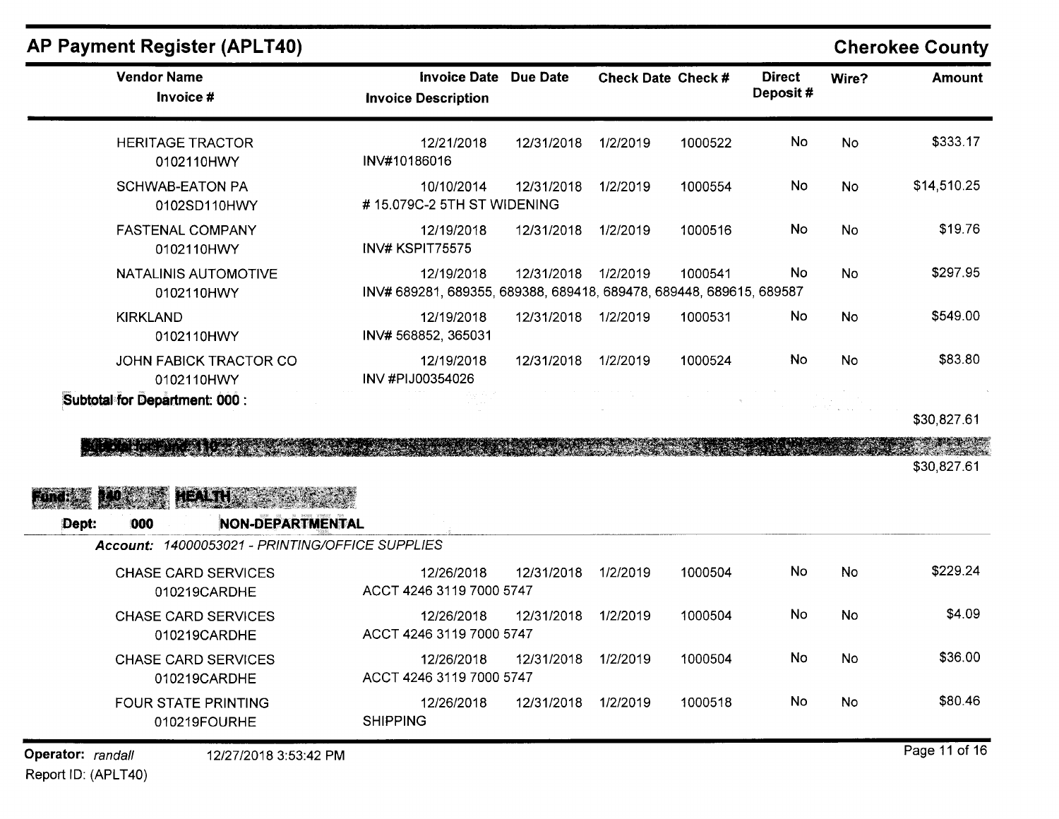## AP Payment Register (APLT40)

**Cherokee County**

| Vendor Name / Invoice # | Invoice Date / Invoice Description | Due Date | Check Date | Check # | Direct Deposit # | Wire? | Amount |
|---|---|---|---|---|---|---|---|
| HERITAGE TRACTOR<br>0102110HWY | 12/21/2018<br>INV#10186016 | 12/31/2018 | 1/2/2019 | 1000522 | No | No | $333.17 |
| SCHWAB-EATON PA<br>0102SD110HWY | 10/10/2014<br># 15.079C-2 5TH ST WIDENING | 12/31/2018 | 1/2/2019 | 1000554 | No | No | $14,510.25 |
| FASTENAL COMPANY<br>0102110HWY | 12/19/2018<br>INV# KSPIT75575 | 12/31/2018 | 1/2/2019 | 1000516 | No | No | $19.76 |
| NATALINIS AUTOMOTIVE<br>0102110HWY | 12/19/2018<br>INV# 689281, 689355, 689388, 689418, 689478, 689448, 689615, 689587 | 12/31/2018 | 1/2/2019 | 1000541 | No | No | $297.95 |
| KIRKLAND<br>0102110HWY | 12/19/2018<br>INV# 568852, 365031 | 12/31/2018 | 1/2/2019 | 1000531 | No | No | $549.00 |
| JOHN FABICK TRACTOR CO<br>0102110HWY | 12/19/2018<br>INV #PIJ00354026 | 12/31/2018 | 1/2/2019 | 1000524 | No | No | $83.80 |
| **Subtotal for Department: 000 :** | | | | | | | $30,827.61 |
| **Subtotal for Fund: 110 :** | | | | | | | $30,827.61 |

**Fund: 140 HEALTH**

**Dept: 000 NON-DEPARTMENTAL**

*Account: 14000053021 - PRINTING/OFFICE SUPPLIES*

| Vendor Name / Invoice # | Invoice Date / Invoice Description | Due Date | Check Date | Check # | Direct Deposit # | Wire? | Amount |
|---|---|---|---|---|---|---|---|
| CHASE CARD SERVICES<br>010219CARDHE | 12/26/2018<br>ACCT 4246 3119 7000 5747 | 12/31/2018 | 1/2/2019 | 1000504 | No | No | $229.24 |
| CHASE CARD SERVICES<br>010219CARDHE | 12/26/2018<br>ACCT 4246 3119 7000 5747 | 12/31/2018 | 1/2/2019 | 1000504 | No | No | $4.09 |
| CHASE CARD SERVICES<br>010219CARDHE | 12/26/2018<br>ACCT 4246 3119 7000 5747 | 12/31/2018 | 1/2/2019 | 1000504 | No | No | $36.00 |
| FOUR STATE PRINTING<br>010219FOURHE | 12/26/2018<br>SHIPPING | 12/31/2018 | 1/2/2019 | 1000518 | No | No | $80.46 |

Operator: *randall* 12/27/2018 3:53:42 PM

Report ID: (APLT40)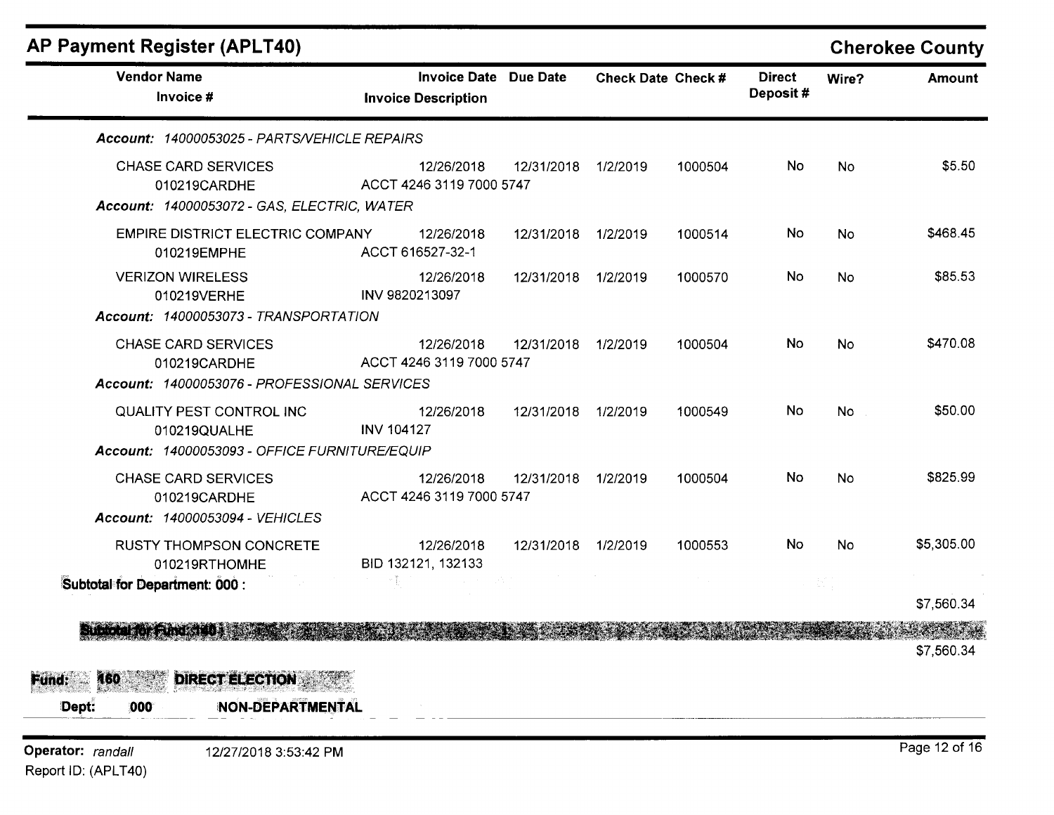## AP Payment Register (APLT40)

**Cherokee County**

| Vendor Name / Invoice # | Invoice Date / Invoice Description | Due Date | Check Date | Check # | Direct Deposit # | Wire? | Amount |
|---|---|---|---|---|---|---|---|
| ***Account:** 14000053025 - PARTS/VEHICLE REPAIRS* | | | | | | | |
| CHASE CARD SERVICES | 12/26/2018 | 12/31/2018 | 1/2/2019 | 1000504 | No | No | $5.50 |
| 010219CARDHE | ACCT 4246 3119 7000 5747 | | | | | | |
| ***Account:** 14000053072 - GAS, ELECTRIC, WATER* | | | | | | | |
| EMPIRE DISTRICT ELECTRIC COMPANY | 12/26/2018 | 12/31/2018 | 1/2/2019 | 1000514 | No | No | $468.45 |
| 010219EMPHE | ACCT 616527-32-1 | | | | | | |
| VERIZON WIRELESS | 12/26/2018 | 12/31/2018 | 1/2/2019 | 1000570 | No | No | $85.53 |
| 010219VERHE | INV 9820213097 | | | | | | |
| ***Account:** 14000053073 - TRANSPORTATION* | | | | | | | |
| CHASE CARD SERVICES | 12/26/2018 | 12/31/2018 | 1/2/2019 | 1000504 | No | No | $470.08 |
| 010219CARDHE | ACCT 4246 3119 7000 5747 | | | | | | |
| ***Account:** 14000053076 - PROFESSIONAL SERVICES* | | | | | | | |
| QUALITY PEST CONTROL INC | 12/26/2018 | 12/31/2018 | 1/2/2019 | 1000549 | No | No | $50.00 |
| 010219QUALHE | INV 104127 | | | | | | |
| ***Account:** 14000053093 - OFFICE FURNITURE/EQUIP* | | | | | | | |
| CHASE CARD SERVICES | 12/26/2018 | 12/31/2018 | 1/2/2019 | 1000504 | No | No | $825.99 |
| 010219CARDHE | ACCT 4246 3119 7000 5747 | | | | | | |
| ***Account:** 14000053094 - VEHICLES* | | | | | | | |
| RUSTY THOMPSON CONCRETE | 12/26/2018 | 12/31/2018 | 1/2/2019 | 1000553 | No | No | $5,305.00 |
| 010219RTHOMHE | BID 132121, 132133 | | | | | | |
| **Subtotal for Department: 000 :** | | | | | | | $7,560.34 |
| **Subtotal for Fund: 140 :** | | | | | | | $7,560.34 |

**Fund:** 160 **DIRECT ELECTION**

**Dept:** 000 **NON-DEPARTMENTAL**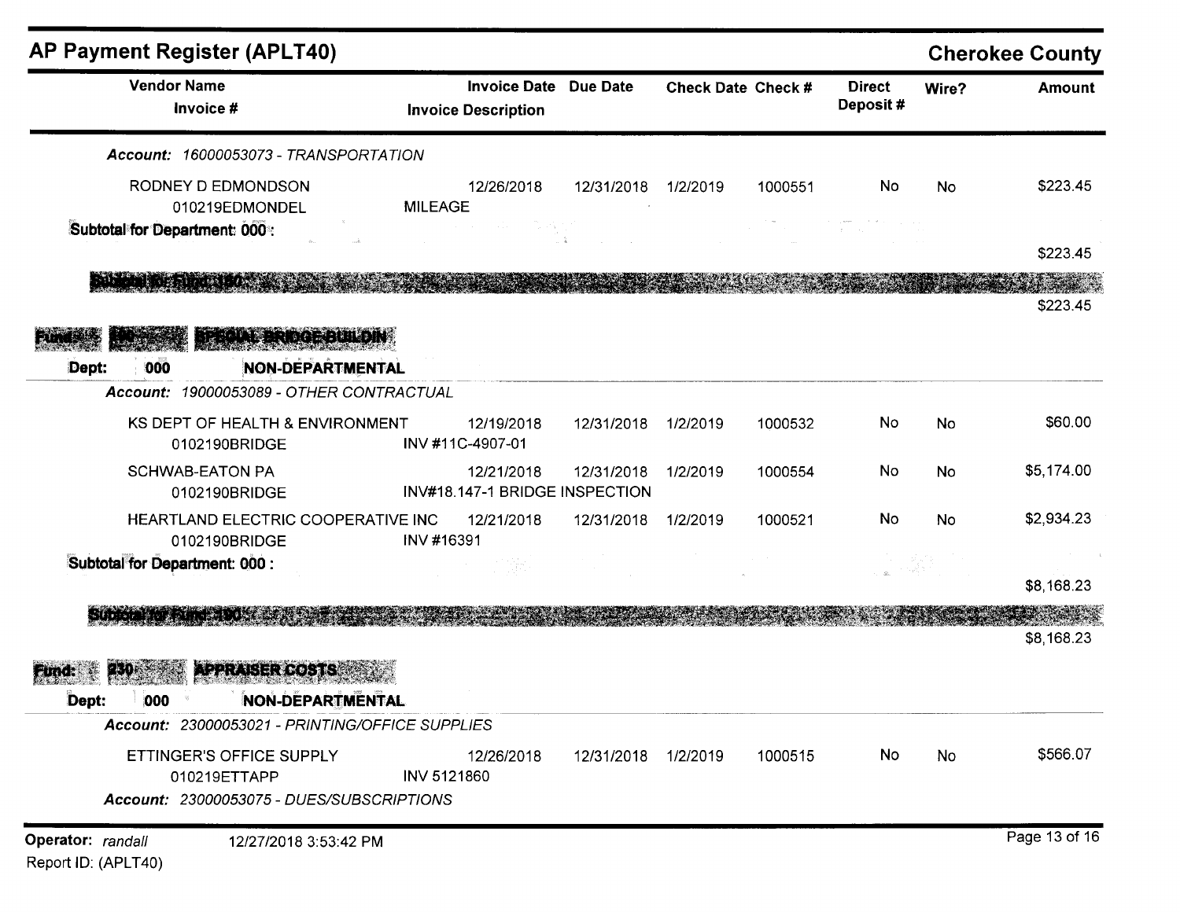## AP Payment Register (APLT40)

**Cherokee County**

| Vendor Name / Invoice # | Invoice Date / Invoice Description | Due Date | Check Date | Check # | Direct Deposit # | Wire? | Amount |
|---|---|---|---|---|---|---|---|
| *Account: 16000053073 - TRANSPORTATION* | | | | | | | |
| RODNEY D EDMONDSON / 010219EDMONDEL | 12/26/2018 / MILEAGE | 12/31/2018 | 1/2/2019 | 1000551 | No | No | $223.45 |
| **Subtotal for Department: 000 :** | | | | | | | $223.45 |
| **Subtotal for Fund: 160 :** | | | | | | | $223.45 |
| **Fund: 190 SPECIAL BRIDGE BUILDIN** | | | | | | | |
| **Dept: 000 NON-DEPARTMENTAL** | | | | | | | |
| *Account: 19000053089 - OTHER CONTRACTUAL* | | | | | | | |
| KS DEPT OF HEALTH & ENVIRONMENT / 0102190BRIDGE | 12/19/2018 / INV #11C-4907-01 | 12/31/2018 | 1/2/2019 | 1000532 | No | No | $60.00 |
| SCHWAB-EATON PA / 0102190BRIDGE | 12/21/2018 / INV#18.147-1 BRIDGE INSPECTION | 12/31/2018 | 1/2/2019 | 1000554 | No | No | $5,174.00 |
| HEARTLAND ELECTRIC COOPERATIVE INC / 0102190BRIDGE | 12/21/2018 / INV #16391 | 12/31/2018 | 1/2/2019 | 1000521 | No | No | $2,934.23 |
| **Subtotal for Department: 000 :** | | | | | | | $8,168.23 |
| **Subtotal for Fund: 190 :** | | | | | | | $8,168.23 |
| **Fund: 230 APPRAISER COSTS** | | | | | | | |
| **Dept: 000 NON-DEPARTMENTAL** | | | | | | | |
| *Account: 23000053021 - PRINTING/OFFICE SUPPLIES* | | | | | | | |
| ETTINGER'S OFFICE SUPPLY / 010219ETTAPP | 12/26/2018 / INV 5121860 | 12/31/2018 | 1/2/2019 | 1000515 | No | No | $566.07 |
| *Account: 23000053075 - DUES/SUBSCRIPTIONS* | | | | | | | |

Operator: randall 12/27/2018 3:53:42 PM

Report ID: (APLT40)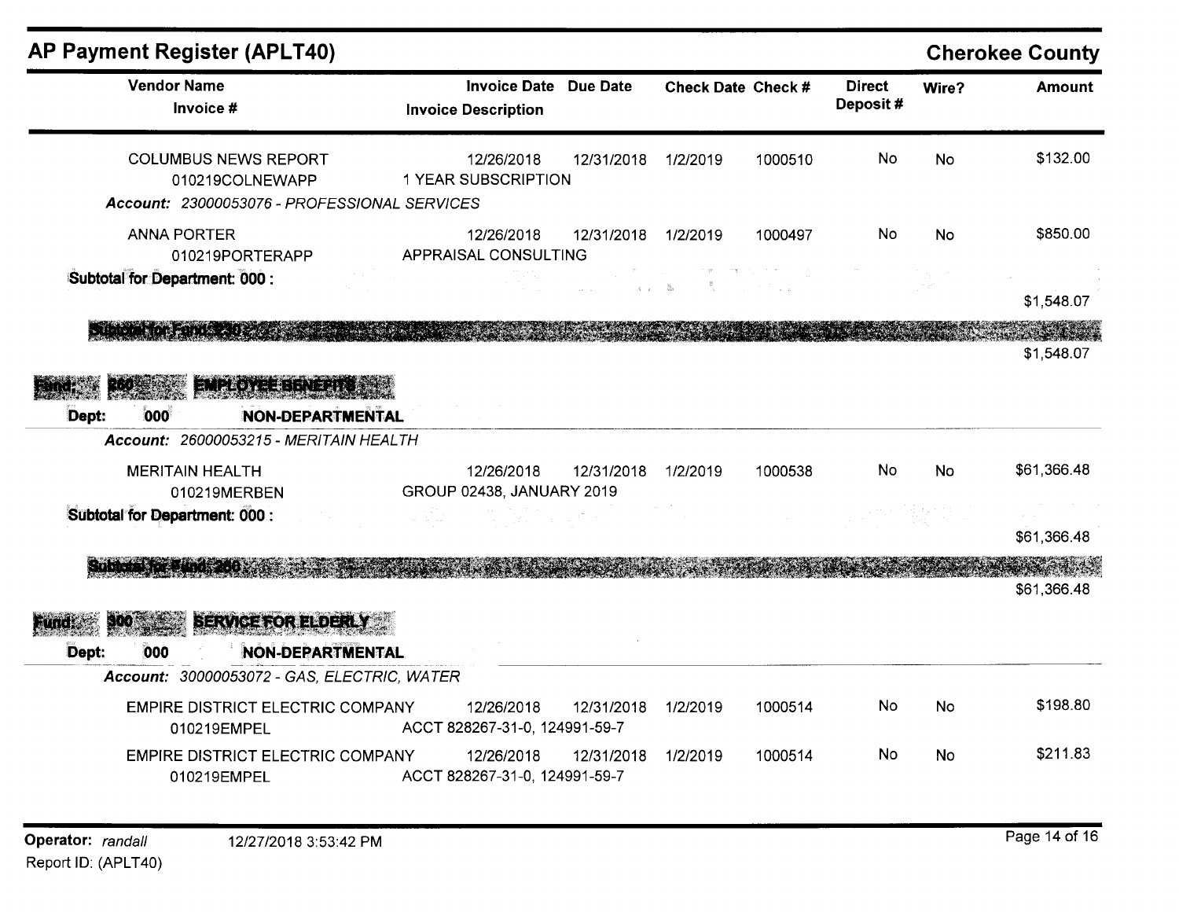## AP Payment Register (APLT40)

**Cherokee County**

| Vendor Name / Invoice # | Invoice Date / Invoice Description | Due Date | Check Date | Check # | Direct Deposit # | Wire? | Amount |
|---|---|---|---|---|---|---|---|
| COLUMBUS NEWS REPORT<br>010219COLNEWAPP | 12/26/2018<br>1 YEAR SUBSCRIPTION | 12/31/2018 | 1/2/2019 | 1000510 | No | No | $132.00 |

*Account: 23000053076 - PROFESSIONAL SERVICES*

| Vendor Name / Invoice # | Invoice Date / Invoice Description | Due Date | Check Date | Check # | Direct Deposit # | Wire? | Amount |
|---|---|---|---|---|---|---|---|
| ANNA PORTER<br>010219PORTERAPP | 12/26/2018<br>APPRAISAL CONSULTING | 12/31/2018 | 1/2/2019 | 1000497 | No | No | $850.00 |

**Subtotal for Department: 000 :** $1,548.07

**Subtotal for Fund: 230 :** $1,548.07

**Fund: 260 EMPLOYEE BENEFITS**

**Dept: 000 NON-DEPARTMENTAL**

*Account: 26000053215 - MERITAIN HEALTH*

| Vendor Name / Invoice # | Invoice Date / Invoice Description | Due Date | Check Date | Check # | Direct Deposit # | Wire? | Amount |
|---|---|---|---|---|---|---|---|
| MERITAIN HEALTH<br>010219MERBEN | 12/26/2018<br>GROUP 02438, JANUARY 2019 | 12/31/2018 | 1/2/2019 | 1000538 | No | No | $61,366.48 |

**Subtotal for Department: 000 :** $61,366.48

**Subtotal for Fund: 260 :** $61,366.48

**Fund: 300 SERVICE FOR ELDERLY**

**Dept: 000 NON-DEPARTMENTAL**

*Account: 30000053072 - GAS, ELECTRIC, WATER*

| Vendor Name / Invoice # | Invoice Date / Invoice Description | Due Date | Check Date | Check # | Direct Deposit # | Wire? | Amount |
|---|---|---|---|---|---|---|---|
| EMPIRE DISTRICT ELECTRIC COMPANY<br>010219EMPEL | 12/26/2018<br>ACCT 828267-31-0, 124991-59-7 | 12/31/2018 | 1/2/2019 | 1000514 | No | No | $198.80 |
| EMPIRE DISTRICT ELECTRIC COMPANY<br>010219EMPEL | 12/26/2018<br>ACCT 828267-31-0, 124991-59-7 | 12/31/2018 | 1/2/2019 | 1000514 | No | No | $211.83 |

Operator: *randall* 12/27/2018 3:53:42 PM

Report ID: (APLT40)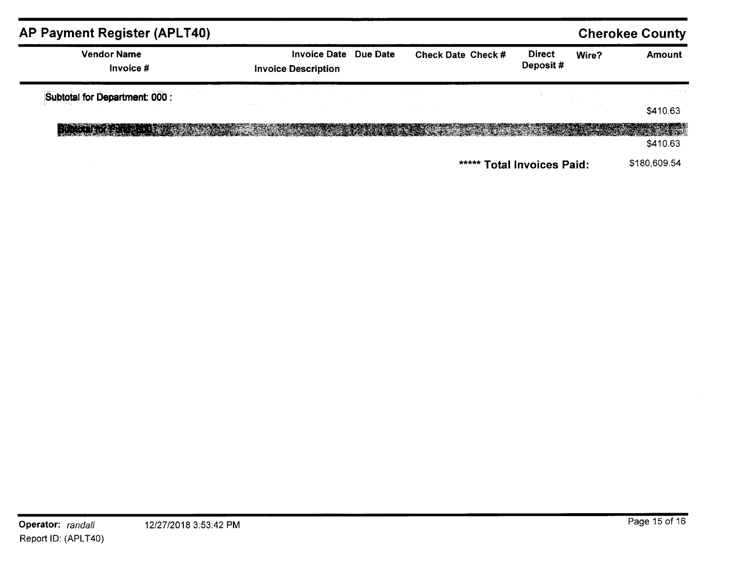## AP Payment Register (APLT40)

**Cherokee County**

| Vendor Name / Invoice # | Invoice Date / Invoice Description | Due Date | Check Date | Check # | Direct Deposit # | Wire? | Amount |
|---|---|---|---|---|---|---|---|
| **Subtotal for Department: 000 :** | | | | | | | $410.63 |
| **Subtotal for Fund: 800 :** | | | | | | | $410.63 |

***** **Total Invoices Paid:** $180,609.54

**Operator:** *randall* 12/27/2018 3:53:42 PM

Report ID: (APLT40)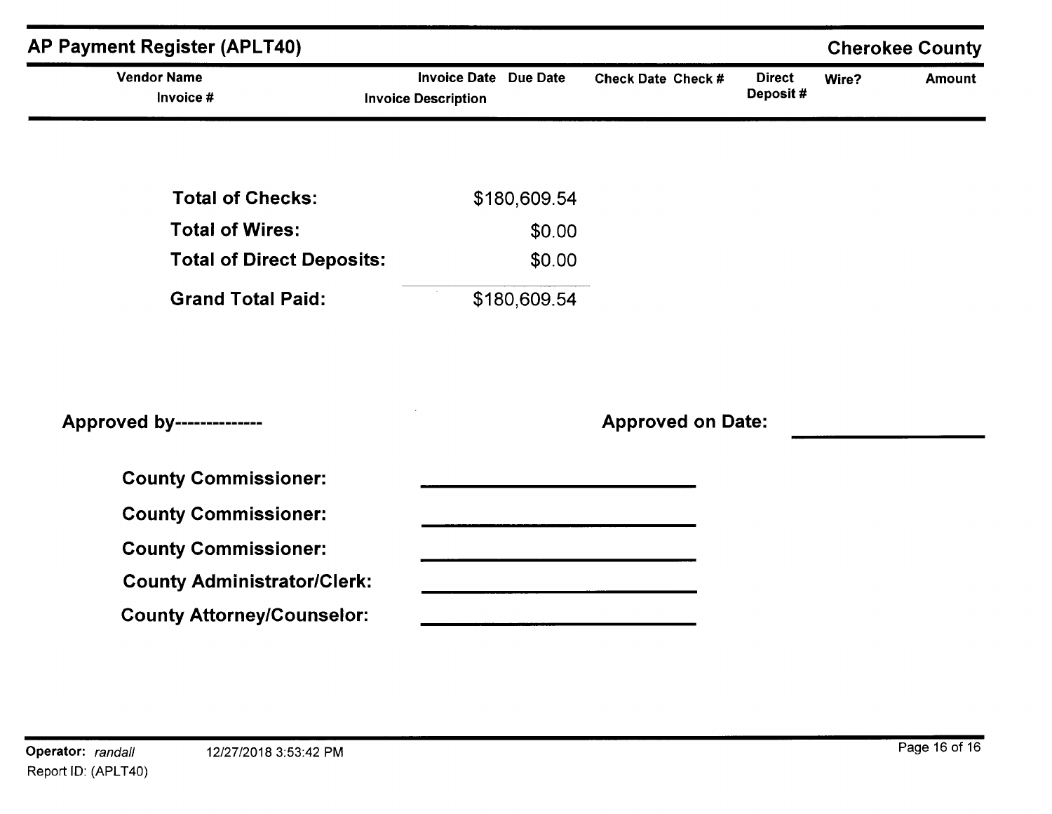## AP Payment Register (APLT40)

**Cherokee County**

| Vendor Name<br>Invoice # | Invoice Date<br>Invoice Description | Due Date | Check Date | Check # | Direct Deposit # | Wire? | Amount |
|---|---|---|---|---|---|---|---|

| | |
|---|---|
| **Total of Checks:** | $180,609.54 |
| **Total of Wires:** | $0.00 |
| **Total of Direct Deposits:** | $0.00 |
| **Grand Total Paid:** | $180,609.54 |

**Approved by--------------** **Approved on Date:** ____________

**County Commissioner:** ____________________

**County Commissioner:** ____________________

**County Commissioner:** ____________________

**County Administrator/Clerk:** ____________________

**County Attorney/Counselor:** ____________________

**Operator:** *randall* 12/27/2018 3:53:42 PM

Report ID: (APLT40)